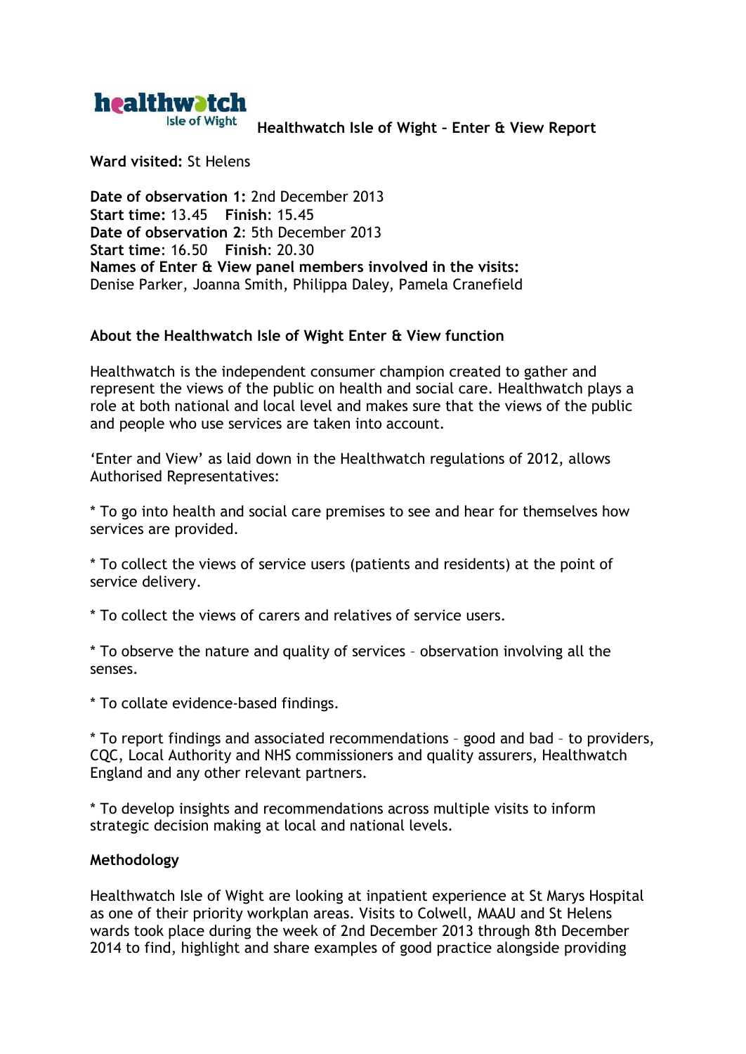healthwatch Isle of Wight

# Healthwatch Isle of Wight – Enter & View Report

**Ward visited:** St Helens

**Date of observation 1:** 2nd December 2013
**Start time:** 13.45 **Finish**: 15.45
**Date of observation 2**: 5th December 2013
**Start time**: 16.50 **Finish**: 20.30
**Names of Enter & View panel members involved in the visits:**
Denise Parker, Joanna Smith, Philippa Daley, Pamela Cranefield

## About the Healthwatch Isle of Wight Enter & View function

Healthwatch is the independent consumer champion created to gather and represent the views of the public on health and social care. Healthwatch plays a role at both national and local level and makes sure that the views of the public and people who use services are taken into account.

'Enter and View' as laid down in the Healthwatch regulations of 2012, allows Authorised Representatives:

* To go into health and social care premises to see and hear for themselves how services are provided.

* To collect the views of service users (patients and residents) at the point of service delivery.

* To collect the views of carers and relatives of service users.

* To observe the nature and quality of services – observation involving all the senses.

* To collate evidence-based findings.

* To report findings and associated recommendations – good and bad – to providers, CQC, Local Authority and NHS commissioners and quality assurers, Healthwatch England and any other relevant partners.

* To develop insights and recommendations across multiple visits to inform strategic decision making at local and national levels.

## Methodology

Healthwatch Isle of Wight are looking at inpatient experience at St Marys Hospital as one of their priority workplan areas. Visits to Colwell, MAAU and St Helens wards took place during the week of 2nd December 2013 through 8th December 2014 to find, highlight and share examples of good practice alongside providing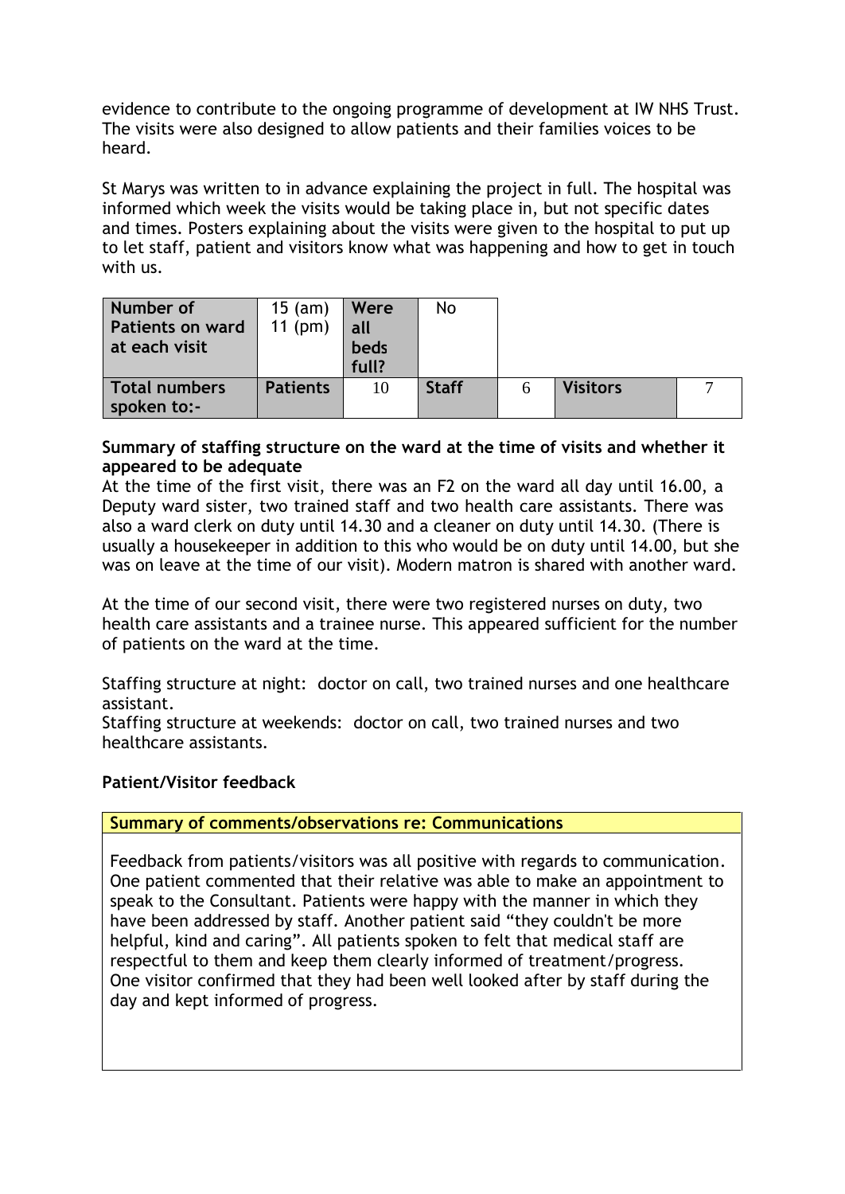evidence to contribute to the ongoing programme of development at IW NHS Trust. The visits were also designed to allow patients and their families voices to be heard.

St Marys was written to in advance explaining the project in full. The hospital was informed which week the visits would be taking place in, but not specific dates and times. Posters explaining about the visits were given to the hospital to put up to let staff, patient and visitors know what was happening and how to get in touch with us.

| **Number of Patients on ward at each visit** | 15 (am) 11 (pm) | **Were all beds full?** | No | | | |
|---|---|---|---|---|---|---|
| **Total numbers spoken to:-** | **Patients** | 10 | **Staff** | 6 | **Visitors** | 7 |

**Summary of staffing structure on the ward at the time of visits and whether it appeared to be adequate**

At the time of the first visit, there was an F2 on the ward all day until 16.00, a Deputy ward sister, two trained staff and two health care assistants. There was also a ward clerk on duty until 14.30 and a cleaner on duty until 14.30. (There is usually a housekeeper in addition to this who would be on duty until 14.00, but she was on leave at the time of our visit). Modern matron is shared with another ward.

At the time of our second visit, there were two registered nurses on duty, two health care assistants and a trainee nurse. This appeared sufficient for the number of patients on the ward at the time.

Staffing structure at night: doctor on call, two trained nurses and one healthcare assistant.
Staffing structure at weekends: doctor on call, two trained nurses and two healthcare assistants.

**Patient/Visitor feedback**

**Summary of comments/observations re: Communications**

Feedback from patients/visitors was all positive with regards to communication. One patient commented that their relative was able to make an appointment to speak to the Consultant. Patients were happy with the manner in which they have been addressed by staff. Another patient said "they couldn't be more helpful, kind and caring". All patients spoken to felt that medical staff are respectful to them and keep them clearly informed of treatment/progress. One visitor confirmed that they had been well looked after by staff during the day and kept informed of progress.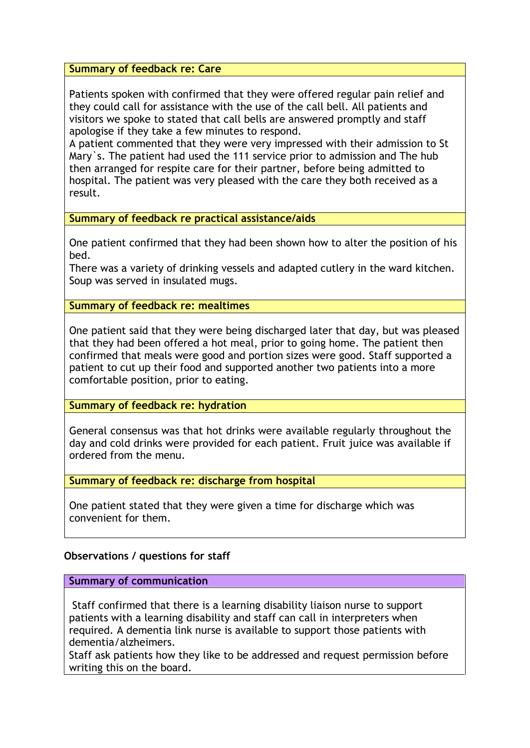**Summary of feedback re: Care**

Patients spoken with confirmed that they were offered regular pain relief and they could call for assistance with the use of the call bell. All patients and visitors we spoke to stated that call bells are answered promptly and staff apologise if they take a few minutes to respond.
A patient commented that they were very impressed with their admission to St Mary`s. The patient had used the 111 service prior to admission and The hub then arranged for respite care for their partner, before being admitted to hospital. The patient was very pleased with the care they both received as a result.

**Summary of feedback re practical assistance/aids**

One patient confirmed that they had been shown how to alter the position of his bed.
There was a variety of drinking vessels and adapted cutlery in the ward kitchen. Soup was served in insulated mugs.

**Summary of feedback re: mealtimes**

One patient said that they were being discharged later that day, but was pleased that they had been offered a hot meal, prior to going home. The patient then confirmed that meals were good and portion sizes were good. Staff supported a patient to cut up their food and supported another two patients into a more comfortable position, prior to eating.

**Summary of feedback re: hydration**

General consensus was that hot drinks were available regularly throughout the day and cold drinks were provided for each patient. Fruit juice was available if ordered from the menu.

**Summary of feedback re: discharge from hospital**

One patient stated that they were given a time for discharge which was convenient for them.

**Observations / questions for staff**

**Summary of communication**

Staff confirmed that there is a learning disability liaison nurse to support patients with a learning disability and staff can call in interpreters when required. A dementia link nurse is available to support those patients with dementia/alzheimers.
Staff ask patients how they like to be addressed and request permission before writing this on the board.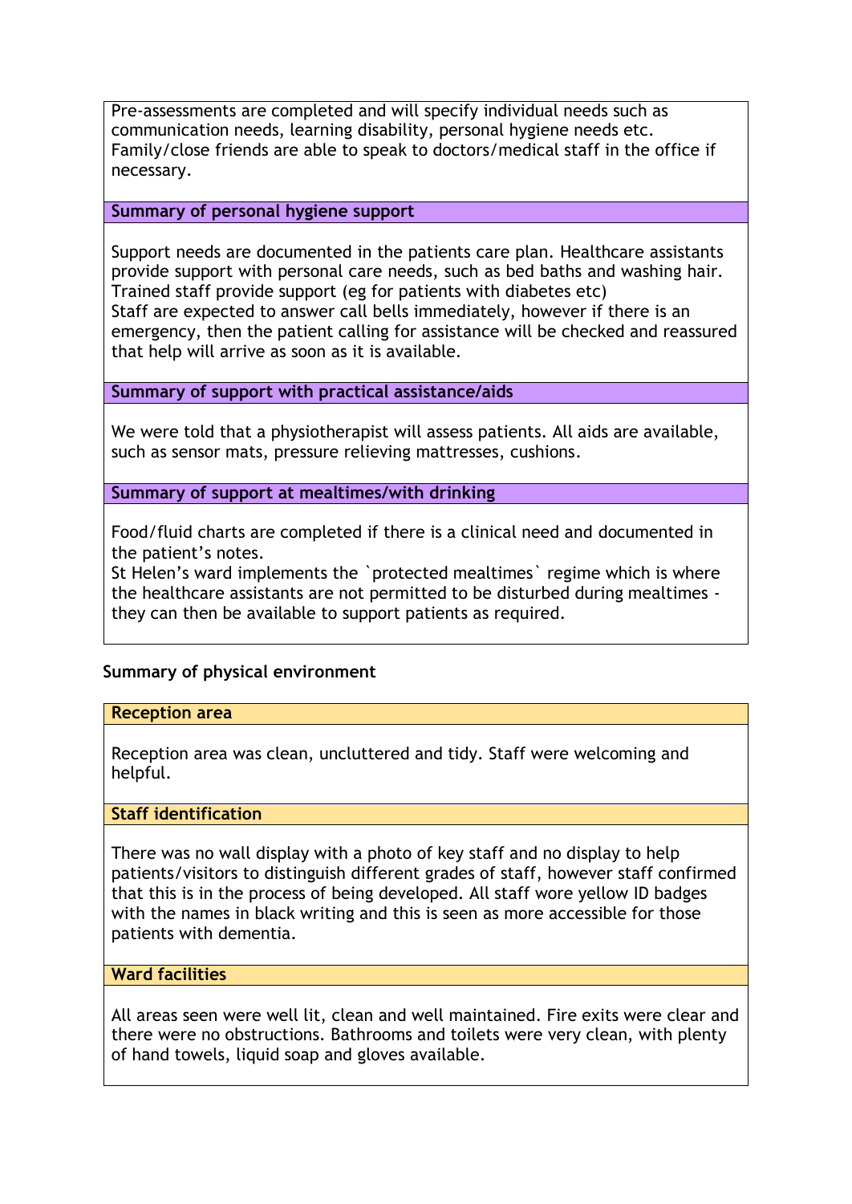Pre-assessments are completed and will specify individual needs such as communication needs, learning disability, personal hygiene needs etc. Family/close friends are able to speak to doctors/medical staff in the office if necessary.

**Summary of personal hygiene support**

Support needs are documented in the patients care plan. Healthcare assistants provide support with personal care needs, such as bed baths and washing hair. Trained staff provide support (eg for patients with diabetes etc)
Staff are expected to answer call bells immediately, however if there is an emergency, then the patient calling for assistance will be checked and reassured that help will arrive as soon as it is available.

**Summary of support with practical assistance/aids**

We were told that a physiotherapist will assess patients. All aids are available, such as sensor mats, pressure relieving mattresses, cushions.

**Summary of support at mealtimes/with drinking**

Food/fluid charts are completed if there is a clinical need and documented in the patient's notes.
St Helen's ward implements the `protected mealtimes` regime which is where the healthcare assistants are not permitted to be disturbed during mealtimes - they can then be available to support patients as required.

## Summary of physical environment

**Reception area**

Reception area was clean, uncluttered and tidy. Staff were welcoming and helpful.

**Staff identification**

There was no wall display with a photo of key staff and no display to help patients/visitors to distinguish different grades of staff, however staff confirmed that this is in the process of being developed. All staff wore yellow ID badges with the names in black writing and this is seen as more accessible for those patients with dementia.

**Ward facilities**

All areas seen were well lit, clean and well maintained. Fire exits were clear and there were no obstructions. Bathrooms and toilets were very clean, with plenty of hand towels, liquid soap and gloves available.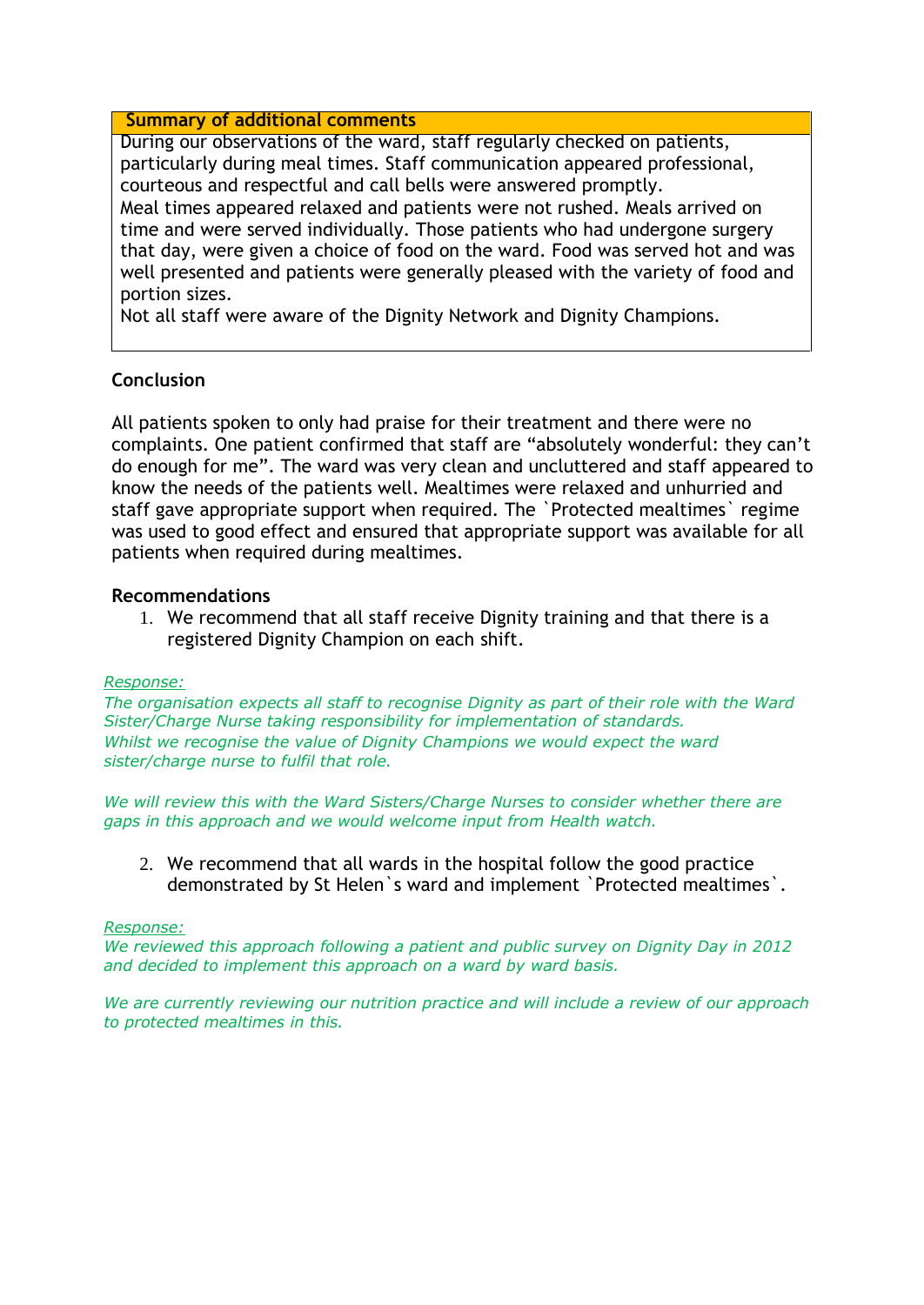| Summary of additional comments |
|---|
| During our observations of the ward, staff regularly checked on patients, particularly during meal times. Staff communication appeared professional, courteous and respectful and call bells were answered promptly.<br>Meal times appeared relaxed and patients were not rushed. Meals arrived on time and were served individually. Those patients who had undergone surgery that day, were given a choice of food on the ward. Food was served hot and was well presented and patients were generally pleased with the variety of food and portion sizes.<br>Not all staff were aware of the Dignity Network and Dignity Champions. |

**Conclusion**

All patients spoken to only had praise for their treatment and there were no complaints. One patient confirmed that staff are "absolutely wonderful: they can't do enough for me". The ward was very clean and uncluttered and staff appeared to know the needs of the patients well. Mealtimes were relaxed and unhurried and staff gave appropriate support when required. The `Protected mealtimes` regime was used to good effect and ensured that appropriate support was available for all patients when required during mealtimes.

**Recommendations**

1. We recommend that all staff receive Dignity training and that there is a registered Dignity Champion on each shift.

*Response:*
*The organisation expects all staff to recognise Dignity as part of their role with the Ward Sister/Charge Nurse taking responsibility for implementation of standards.*
*Whilst we recognise the value of Dignity Champions we would expect the ward sister/charge nurse to fulfil that role.*

*We will review this with the Ward Sisters/Charge Nurses to consider whether there are gaps in this approach and we would welcome input from Health watch.*

2. We recommend that all wards in the hospital follow the good practice demonstrated by St Helen`s ward and implement `Protected mealtimes`.

*Response:*
*We reviewed this approach following a patient and public survey on Dignity Day in 2012 and decided to implement this approach on a ward by ward basis.*

*We are currently reviewing our nutrition practice and will include a review of our approach to protected mealtimes in this.*